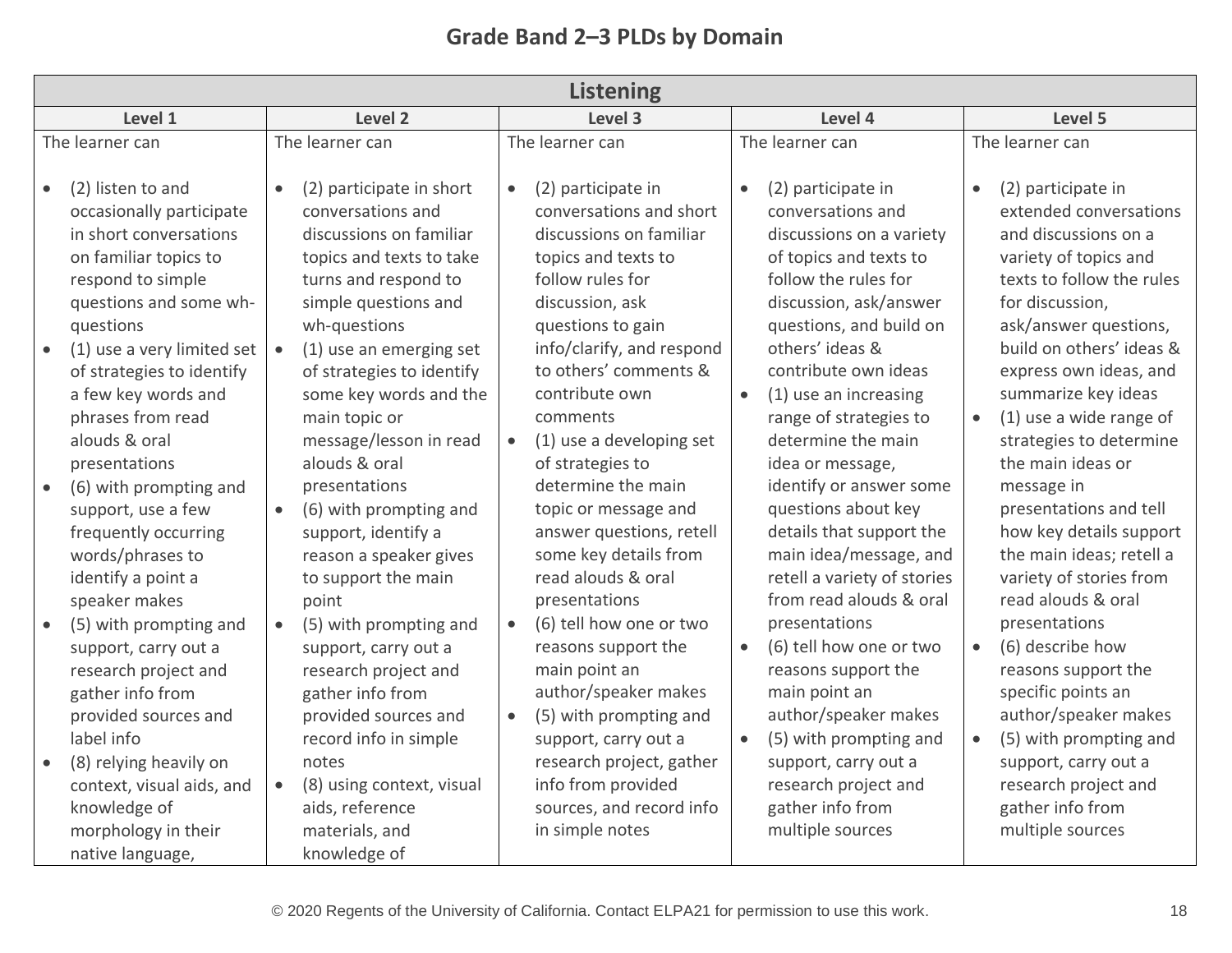## Grade Band 2–3 PLDs by Domain

| Listening | | | | |
|---|---|---|---|---|
| **Level 1** | **Level 2** | **Level 3** | **Level 4** | **Level 5** |
| The learner can<br><br>• (2) listen to and occasionally participate in short conversations on familiar topics to respond to simple questions and some wh-questions<br>• (1) use a very limited set of strategies to identify a few key words and phrases from read alouds & oral presentations<br>• (6) with prompting and support, use a few frequently occurring words/phrases to identify a point a speaker makes<br>• (5) with prompting and support, carry out a research project and gather info from provided sources and label info<br>• (8) relying heavily on context, visual aids, and knowledge of morphology in their native language, | The learner can<br><br>• (2) participate in short conversations and discussions on familiar topics and texts to take turns and respond to simple questions and wh-questions<br>• (1) use an emerging set of strategies to identify some key words and the main topic or message/lesson in read alouds & oral presentations<br>• (6) with prompting and support, identify a reason a speaker gives to support the main point<br>• (5) with prompting and support, carry out a research project and gather info from provided sources and record info in simple notes<br>• (8) using context, visual aids, reference materials, and knowledge of | The learner can<br><br>• (2) participate in conversations and short discussions on familiar topics and texts to follow rules for discussion, ask questions to gain info/clarify, and respond to others' comments & contribute own comments<br>• (1) use a developing set of strategies to determine the main topic or message and answer questions, retell some key details from read alouds & oral presentations<br>• (6) tell how one or two reasons support the main point an author/speaker makes<br>• (5) with prompting and support, carry out a research project, gather info from provided sources, and record info in simple notes | The learner can<br><br>• (2) participate in conversations and discussions on a variety of topics and texts to follow the rules for discussion, ask/answer questions, and build on others' ideas & contribute own ideas<br>• (1) use an increasing range of strategies to determine the main idea or message, identify or answer some questions about key details that support the main idea/message, and retell a variety of stories from read alouds & oral presentations<br>• (6) tell how one or two reasons support the main point an author/speaker makes<br>• (5) with prompting and support, carry out a research project and gather info from multiple sources | The learner can<br><br>• (2) participate in extended conversations and discussions on a variety of topics and texts to follow the rules for discussion, ask/answer questions, build on others' ideas & express own ideas, and summarize key ideas<br>• (1) use a wide range of strategies to determine the main ideas or message in presentations and tell how key details support the main ideas; retell a variety of stories from read alouds & oral presentations<br>• (6) describe how reasons support the specific points an author/speaker makes<br>• (5) with prompting and support, carry out a research project and gather info from multiple sources |

© 2020 Regents of the University of California. Contact ELPA21 for permission to use this work.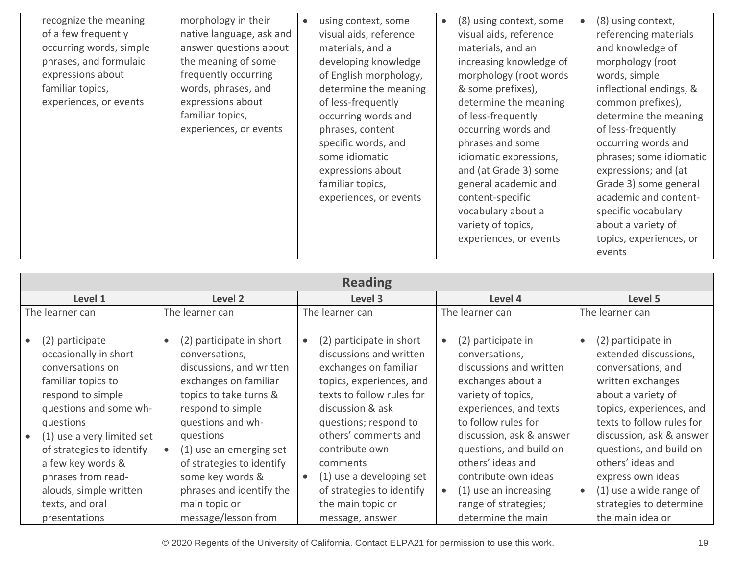| | | | | |
|---|---|---|---|---|
| recognize the meaning of a few frequently occurring words, simple phrases, and formulaic expressions about familiar topics, experiences, or events | morphology in their native language, ask and answer questions about the meaning of some frequently occurring words, phrases, and expressions about familiar topics, experiences, or events | • using context, some visual aids, reference materials, and a developing knowledge of English morphology, determine the meaning of less-frequently occurring words and phrases, content specific words, and some idiomatic expressions about familiar topics, experiences, or events | • (8) using context, some visual aids, reference materials, and an increasing knowledge of morphology (root words & some prefixes), determine the meaning of less-frequently occurring words and phrases and some idiomatic expressions, and (at Grade 3) some general academic and content-specific vocabulary about a variety of topics, experiences, or events | • (8) using context, referencing materials and knowledge of morphology (root words, simple inflectional endings, & common prefixes), determine the meaning of less-frequently occurring words and phrases; some idiomatic expressions; and (at Grade 3) some general academic and content-specific vocabulary about a variety of topics, experiences, or events |

| Reading | | | | |
|---|---|---|---|---|
| **Level 1** | **Level 2** | **Level 3** | **Level 4** | **Level 5** |
| The learner can<br><br>• (2) participate occasionally in short conversations on familiar topics to respond to simple questions and some wh-questions<br>• (1) use a very limited set of strategies to identify a few key words & phrases from read-alouds, simple written texts, and oral presentations | The learner can<br><br>• (2) participate in short conversations, discussions, and written exchanges on familiar topics to take turns & respond to simple questions and wh-questions<br>• (1) use an emerging set of strategies to identify some key words & phrases and identify the main topic or message/lesson from | The learner can<br><br>• (2) participate in short discussions and written exchanges on familiar topics, experiences, and texts to follow rules for discussion & ask questions; respond to others' comments and contribute own comments<br>• (1) use a developing set of strategies to identify the main topic or message, answer | The learner can<br><br>• (2) participate in conversations, discussions and written exchanges about a variety of topics, experiences, and texts to follow rules for discussion, ask & answer questions, and build on others' ideas and contribute own ideas<br>• (1) use an increasing range of strategies; determine the main | The learner can<br><br>• (2) participate in extended discussions, conversations, and written exchanges about a variety of topics, experiences, and texts to follow rules for discussion, ask & answer questions, and build on others' ideas and express own ideas<br>• (1) use a wide range of strategies to determine the main idea or |

© 2020 Regents of the University of California. Contact ELPA21 for permission to use this work.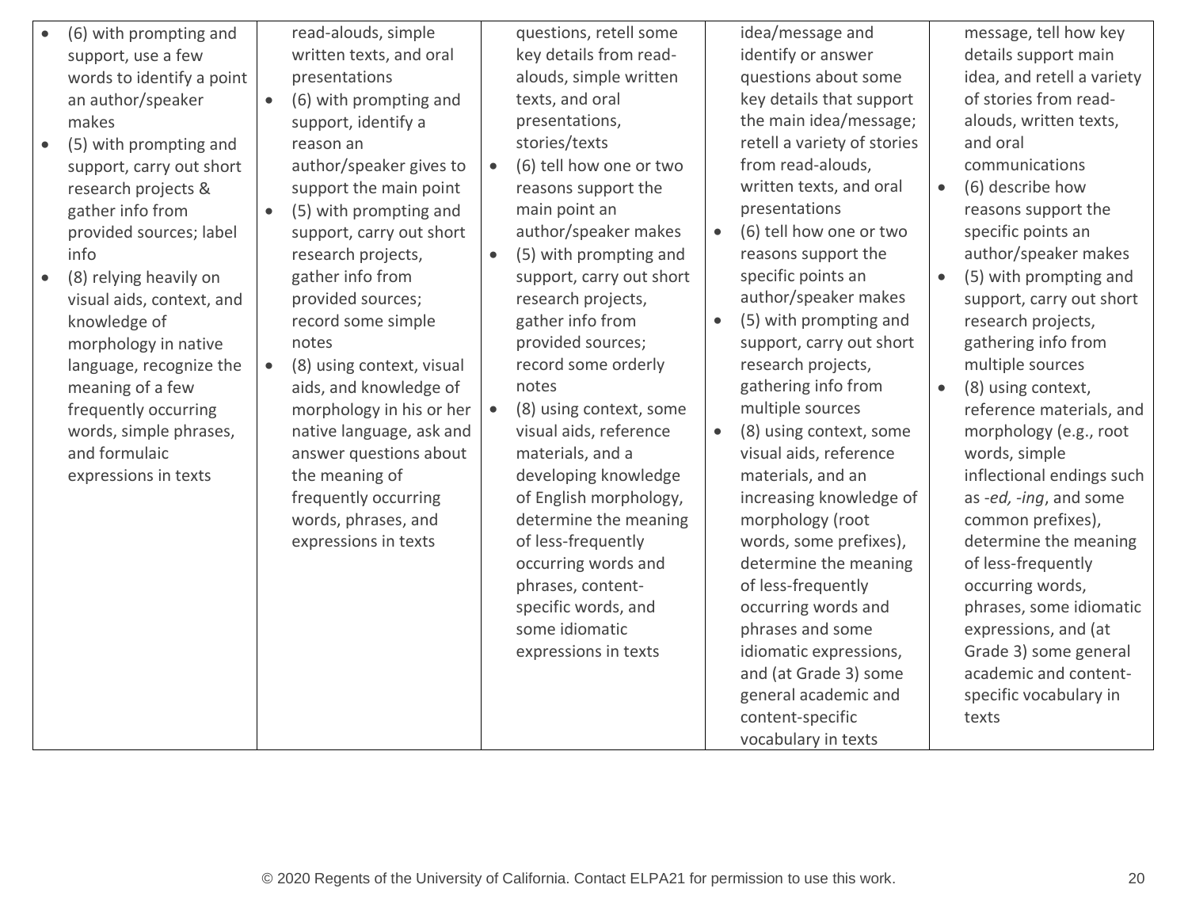| | | | | |
|---|---|---|---|---|
| • (6) with prompting and support, use a few words to identify a point an author/speaker makes<br>• (5) with prompting and support, carry out short research projects & gather info from provided sources; label info<br>• (8) relying heavily on visual aids, context, and knowledge of morphology in native language, recognize the meaning of a few frequently occurring words, simple phrases, and formulaic expressions in texts | read-alouds, simple written texts, and oral presentations<br>• (6) with prompting and support, identify a reason an author/speaker gives to support the main point<br>• (5) with prompting and support, carry out short research projects, gather info from provided sources; record some simple notes<br>• (8) using context, visual aids, and knowledge of morphology in his or her native language, ask and answer questions about the meaning of frequently occurring words, phrases, and expressions in texts | questions, retell some key details from read-alouds, simple written texts, and oral presentations, stories/texts<br>• (6) tell how one or two reasons support the main point an author/speaker makes<br>• (5) with prompting and support, carry out short research projects, gather info from provided sources; record some orderly notes<br>• (8) using context, some visual aids, reference materials, and a developing knowledge of English morphology, determine the meaning of less-frequently occurring words and phrases, content-specific words, and some idiomatic expressions in texts | idea/message and identify or answer questions about some key details that support the main idea/message; retell a variety of stories from read-alouds, written texts, and oral presentations<br>• (6) tell how one or two reasons support the specific points an author/speaker makes<br>• (5) with prompting and support, carry out short research projects, gathering info from multiple sources<br>• (8) using context, some visual aids, reference materials, and an increasing knowledge of morphology (root words, some prefixes), determine the meaning of less-frequently occurring words and phrases and some idiomatic expressions, and (at Grade 3) some general academic and content-specific vocabulary in texts | message, tell how key details support main idea, and retell a variety of stories from read-alouds, written texts, and oral communications<br>• (6) describe how reasons support the specific points an author/speaker makes<br>• (5) with prompting and support, carry out short research projects, gathering info from multiple sources<br>• (8) using context, reference materials, and morphology (e.g., root words, simple inflectional endings such as *-ed, -ing*, and some common prefixes), determine the meaning of less-frequently occurring words, phrases, some idiomatic expressions, and (at Grade 3) some general academic and content-specific vocabulary in texts |

© 2020 Regents of the University of California. Contact ELPA21 for permission to use this work.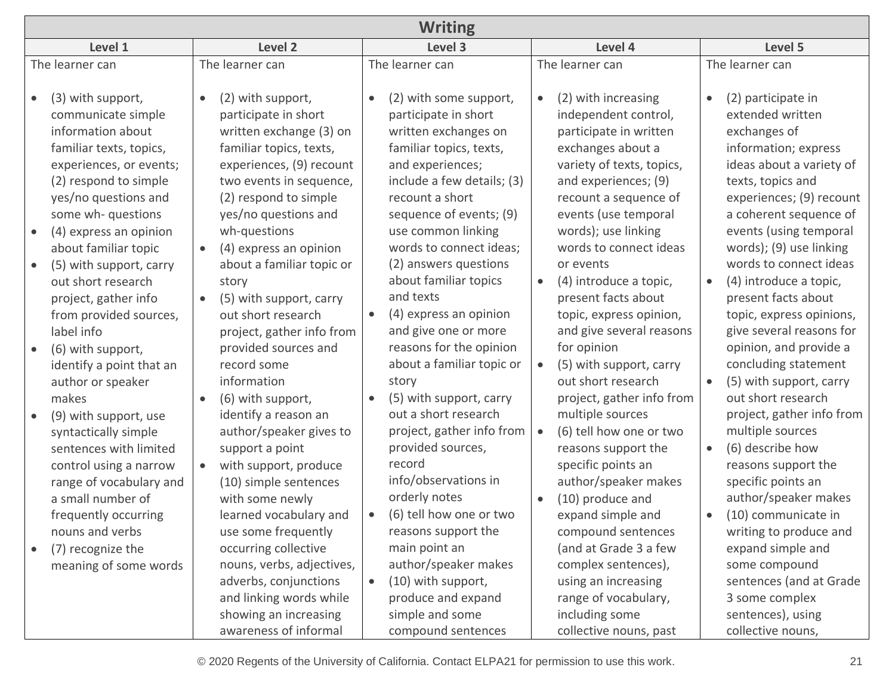| Writing | | | | |
|---|---|---|---|---|
| **Level 1** | **Level 2** | **Level 3** | **Level 4** | **Level 5** |
| The learner can<br><br>• (3) with support, communicate simple information about familiar texts, topics, experiences, or events; (2) respond to simple yes/no questions and some wh- questions<br>• (4) express an opinion about familiar topic<br>• (5) with support, carry out short research project, gather info from provided sources, label info<br>• (6) with support, identify a point that an author or speaker makes<br>• (9) with support, use syntactically simple sentences with limited control using a narrow range of vocabulary and a small number of frequently occurring nouns and verbs<br>• (7) recognize the meaning of some words | The learner can<br><br>• (2) with support, participate in short written exchange (3) on familiar topics, texts, experiences, (9) recount two events in sequence, (2) respond to simple yes/no questions and wh-questions<br>• (4) express an opinion about a familiar topic or story<br>• (5) with support, carry out short research project, gather info from provided sources and record some information<br>• (6) with support, identify a reason an author/speaker gives to support a point<br>• with support, produce (10) simple sentences with some newly learned vocabulary and use some frequently occurring collective nouns, verbs, adjectives, adverbs, conjunctions and linking words while showing an increasing awareness of informal | The learner can<br><br>• (2) with some support, participate in short written exchanges on familiar topics, texts, and experiences; include a few details; (3) recount a short sequence of events; (9) use common linking words to connect ideas; (2) answers questions about familiar topics and texts<br>• (4) express an opinion and give one or more reasons for the opinion about a familiar topic or story<br>• (5) with support, carry out a short research project, gather info from provided sources, record info/observations in orderly notes<br>• (6) tell how one or two reasons support the main point an author/speaker makes<br>• (10) with support, produce and expand simple and some compound sentences | The learner can<br><br>• (2) with increasing independent control, participate in written exchanges about a variety of texts, topics, and experiences; (9) recount a sequence of events (use temporal words); use linking words to connect ideas or events<br>• (4) introduce a topic, present facts about topic, express opinion, and give several reasons for opinion<br>• (5) with support, carry out short research project, gather info from multiple sources<br>• (6) tell how one or two reasons support the specific points an author/speaker makes<br>• (10) produce and expand simple and compound sentences (and at Grade 3 a few complex sentences), using an increasing range of vocabulary, including some collective nouns, past | The learner can<br><br>• (2) participate in extended written exchanges of information; express ideas about a variety of texts, topics and experiences; (9) recount a coherent sequence of events (using temporal words); (9) use linking words to connect ideas<br>• (4) introduce a topic, present facts about topic, express opinions, give several reasons for opinion, and provide a concluding statement<br>• (5) with support, carry out short research project, gather info from multiple sources<br>• (6) describe how reasons support the specific points an author/speaker makes<br>• (10) communicate in writing to produce and expand simple and some compound sentences (and at Grade 3 some complex sentences), using collective nouns, |

© 2020 Regents of the University of California. Contact ELPA21 for permission to use this work.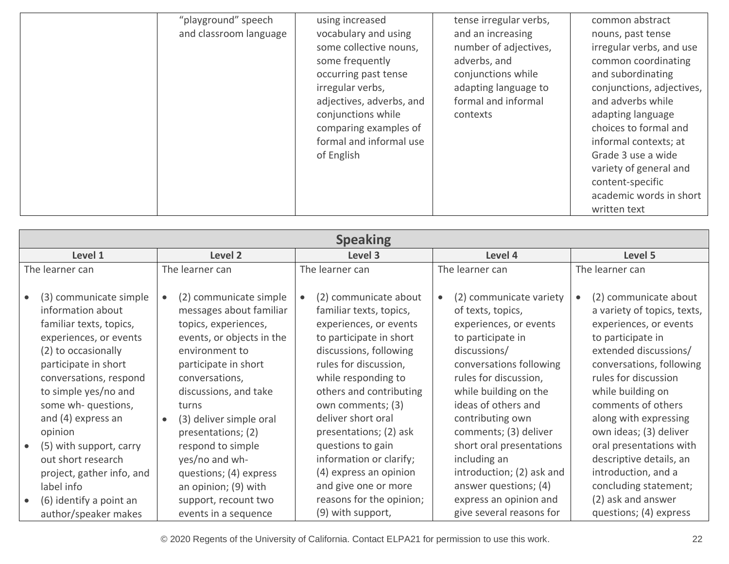| | | | | |
|---|---|---|---|---|
| | "playground" speech and classroom language | using increased vocabulary and using some collective nouns, some frequently occurring past tense irregular verbs, adjectives, adverbs, and conjunctions while comparing examples of formal and informal use of English | tense irregular verbs, and an increasing number of adjectives, adverbs, and conjunctions while adapting language to formal and informal contexts | common abstract nouns, past tense irregular verbs, and use common coordinating and subordinating conjunctions, adjectives, and adverbs while adapting language choices to formal and informal contexts; at Grade 3 use a wide variety of general and content-specific academic words in short written text |

| Speaking | | | | |
|---|---|---|---|---|
| **Level 1** | **Level 2** | **Level 3** | **Level 4** | **Level 5** |
| The learner can<br><br>• (3) communicate simple information about familiar texts, topics, experiences, or events (2) to occasionally participate in short conversations, respond to simple yes/no and some wh- questions, and (4) express an opinion<br>• (5) with support, carry out short research project, gather info, and label info<br>• (6) identify a point an author/speaker makes | The learner can<br><br>• (2) communicate simple messages about familiar topics, experiences, events, or objects in the environment to participate in short conversations, discussions, and take turns<br>• (3) deliver simple oral presentations; (2) respond to simple yes/no and wh- questions; (4) express an opinion; (9) with support, recount two events in a sequence | The learner can<br><br>• (2) communicate about familiar texts, topics, experiences, or events to participate in short discussions, following rules for discussion, while responding to others and contributing own comments; (3) deliver short oral presentations; (2) ask questions to gain information or clarify; (4) express an opinion and give one or more reasons for the opinion; (9) with support, | The learner can<br><br>• (2) communicate variety of texts, topics, experiences, or events to participate in discussions/ conversations following rules for discussion, while building on the ideas of others and contributing own comments; (3) deliver short oral presentations including an introduction; (2) ask and answer questions; (4) express an opinion and give several reasons for | The learner can<br><br>• (2) communicate about a variety of topics, texts, experiences, or events to participate in extended discussions/ conversations, following rules for discussion while building on comments of others along with expressing own ideas; (3) deliver oral presentations with descriptive details, an introduction, and a concluding statement; (2) ask and answer questions; (4) express |

© 2020 Regents of the University of California. Contact ELPA21 for permission to use this work.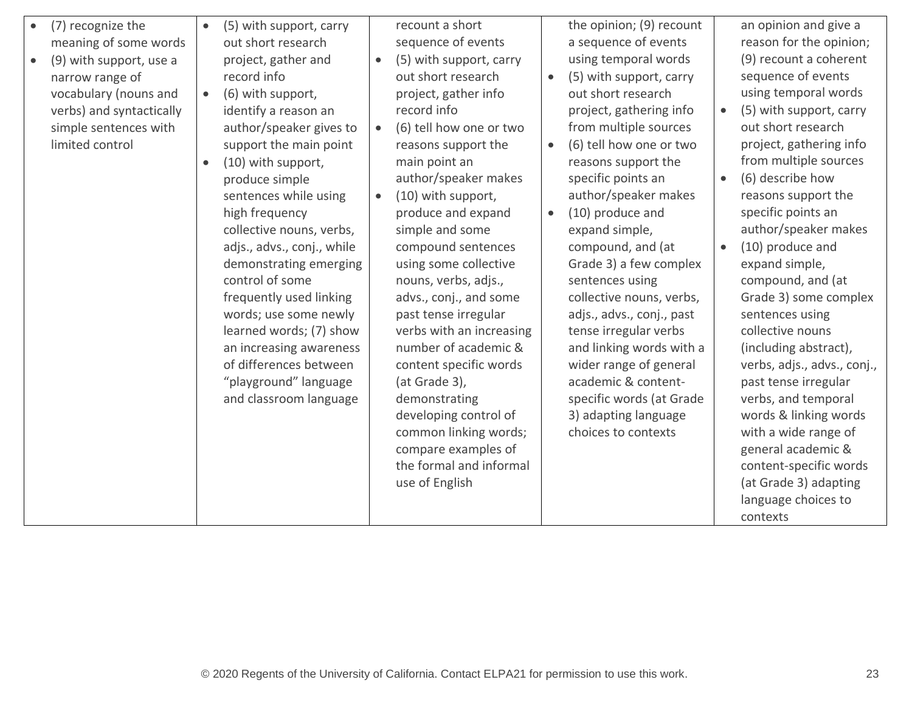| | | | | |
|---|---|---|---|---|
| • (7) recognize the meaning of some words<br>• (9) with support, use a narrow range of vocabulary (nouns and verbs) and syntactically simple sentences with limited control | • (5) with support, carry out short research project, gather and record info<br>• (6) with support, identify a reason an author/speaker gives to support the main point<br>• (10) with support, produce simple sentences while using high frequency collective nouns, verbs, adjs., advs., conj., while demonstrating emerging control of some frequently used linking words; use some newly learned words; (7) show an increasing awareness of differences between "playground" language and classroom language | recount a short sequence of events<br>• (5) with support, carry out short research project, gather info record info<br>• (6) tell how one or two reasons support the main point an author/speaker makes<br>• (10) with support, produce and expand simple and some compound sentences using some collective nouns, verbs, adjs., advs., conj., and some past tense irregular verbs with an increasing number of academic & content specific words (at Grade 3), demonstrating developing control of common linking words; compare examples of the formal and informal use of English | the opinion; (9) recount a sequence of events using temporal words<br>• (5) with support, carry out short research project, gathering info from multiple sources<br>• (6) tell how one or two reasons support the specific points an author/speaker makes<br>• (10) produce and expand simple, compound, and (at Grade 3) a few complex sentences using collective nouns, verbs, adjs., advs., conj., past tense irregular verbs and linking words with a wider range of general academic & content-specific words (at Grade 3) adapting language choices to contexts | an opinion and give a reason for the opinion; (9) recount a coherent sequence of events using temporal words<br>• (5) with support, carry out short research project, gathering info from multiple sources<br>• (6) describe how reasons support the specific points an author/speaker makes<br>• (10) produce and expand simple, compound, and (at Grade 3) some complex sentences using collective nouns (including abstract), verbs, adjs., advs., conj., past tense irregular verbs, and temporal words & linking words with a wide range of general academic & content-specific words (at Grade 3) adapting language choices to contexts |

© 2020 Regents of the University of California. Contact ELPA21 for permission to use this work.